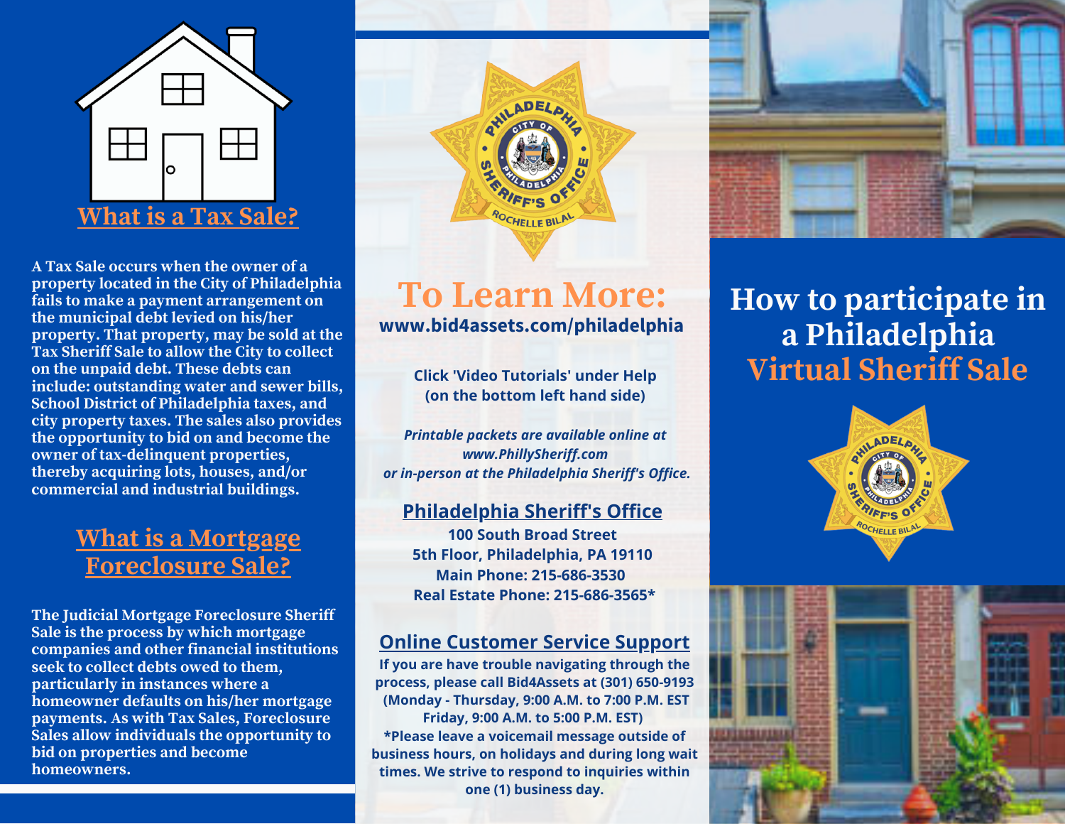## What is a Tax Sale?

A Tax Sale occurs when the owner of a property located in the City of Philadelphia fails to make a payment arrangement on the municipal debt levied on his/her property. That property, may be sold at the Tax Sheriff Sale to allow the City to collect on the unpaid debt. These debts can include: outstanding water and sewer bills, School District of Philadelphia taxes, and city property taxes. The sales also provides the opportunity to bid on and become the owner of tax-delinquent properties, thereby acquiring lots, houses, and/or commercial and industrial buildings.

## What is a Mortgage Foreclosure Sale?

The Judicial Mortgage Foreclosure Sheriff Sale is the process by which mortgage companies and other financial institutions seek to collect debts owed to them, particularly in instances where a homeowner defaults on his/her mortgage payments. As with Tax Sales, Foreclosure Sales allow individuals the opportunity to bid on properties and become homeowners.

PHILADELPHIA SHERIFF'S OFFICE · CITY OF PHILADELPHIA · ROCHELLE BILAL

## To Learn More:

**www.bid4assets.com/philadelphia**

**Click 'Video Tutorials' under Help (on the bottom left hand side)**

***Printable packets are available online at www.PhillySheriff.com or in-person at the Philadelphia Sheriff's Office.***

### Philadelphia Sheriff's Office

**100 South Broad Street**
**5th Floor, Philadelphia, PA 19110**
**Main Phone: 215-686-3530**
**Real Estate Phone: 215-686-3565***

### Online Customer Service Support

**If you are have trouble navigating through the process, please call Bid4Assets at (301) 650-9193 (Monday - Thursday, 9:00 A.M. to 7:00 P.M. EST Friday, 9:00 A.M. to 5:00 P.M. EST)**

***Please leave a voicemail message outside of business hours, on holidays and during long wait times. We strive to respond to inquiries within one (1) business day.**

# How to participate in a Philadelphia Virtual Sheriff Sale

PHILADELPHIA SHERIFF'S OFFICE · CITY OF PHILADELPHIA · ROCHELLE BILAL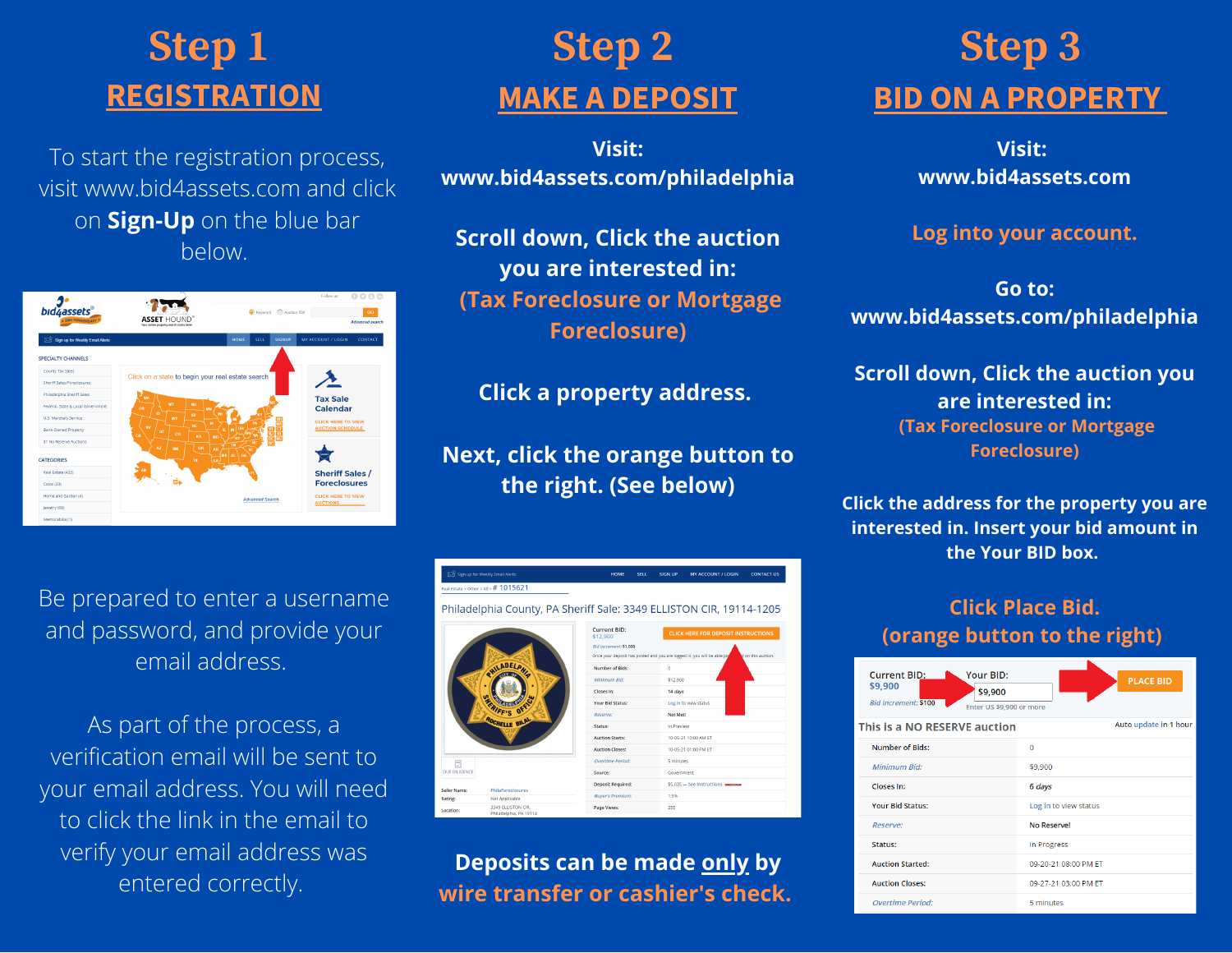# Step 1

## REGISTRATION

To start the registration process, visit www.bid4assets.com and click on **Sign-Up** on the blue bar below.

Be prepared to enter a username and password, and provide your email address.

As part of the process, a verification email will be sent to your email address. You will need to click the link in the email to verify your email address was entered correctly.

# Step 2

## MAKE A DEPOSIT

**Visit:**
**www.bid4assets.com/philadelphia**

**Scroll down, Click the auction you are interested in:**
**(Tax Foreclosure or Mortgage Foreclosure)**

**Click a property address.**

**Next, click the orange button to the right. (See below)**

**Deposits can be made only by wire transfer or cashier's check.**

# Step 3

## BID ON A PROPERTY

**Visit:**
**www.bid4assets.com**

**Log into your account.**

**Go to:**
**www.bid4assets.com/philadelphia**

**Scroll down, Click the auction you are interested in:**
**(Tax Foreclosure or Mortgage Foreclosure)**

**Click the address for the property you are interested in. Insert your bid amount in the Your BID box.**

**Click Place Bid.**
**(orange button to the right)**